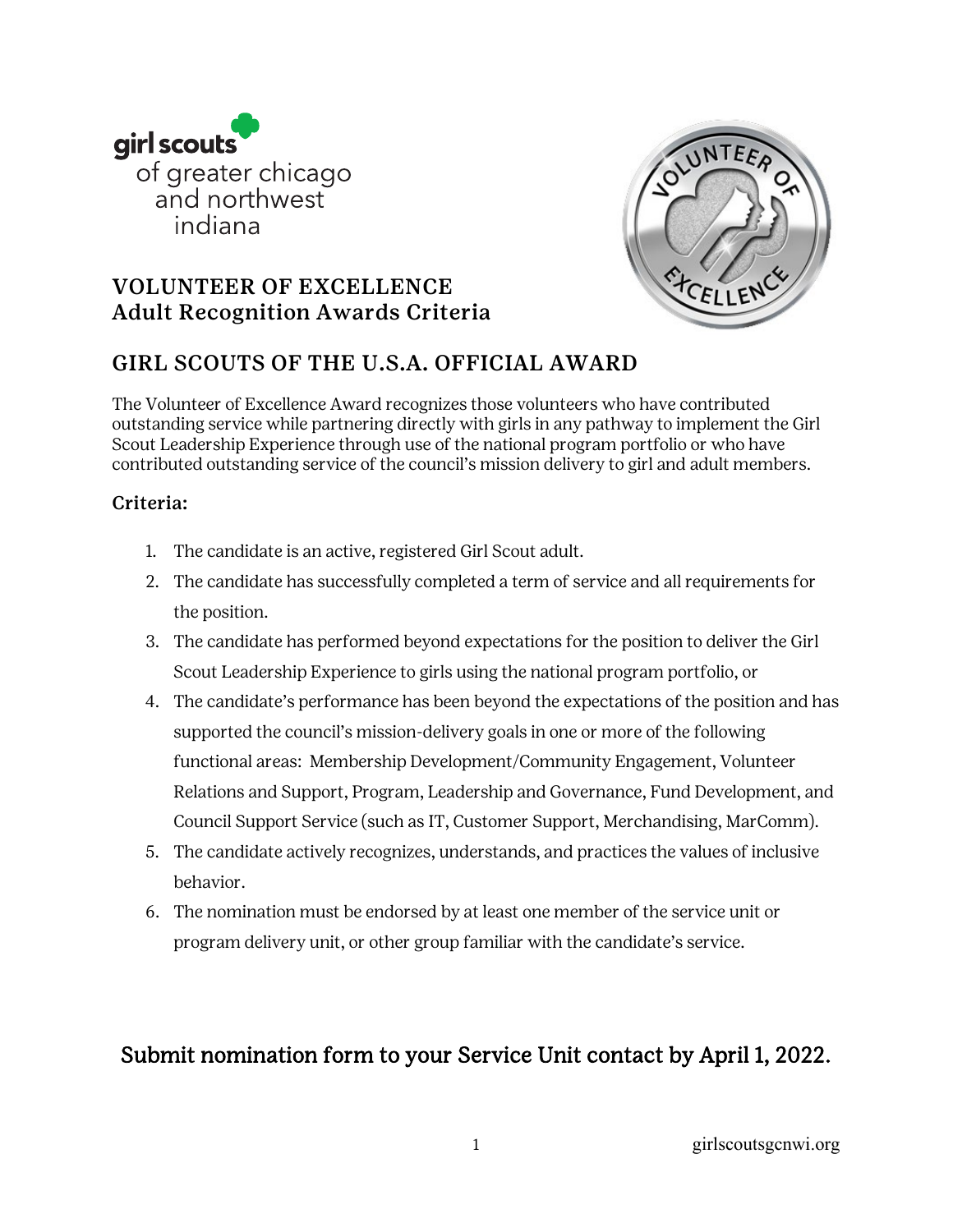girl scouts
of greater chicago and northwest indiana

# VOLUNTEER OF EXCELLENCE
## Adult Recognition Awards Criteria

## GIRL SCOUTS OF THE U.S.A. OFFICIAL AWARD

The Volunteer of Excellence Award recognizes those volunteers who have contributed outstanding service while partnering directly with girls in any pathway to implement the Girl Scout Leadership Experience through use of the national program portfolio or who have contributed outstanding service of the council's mission delivery to girl and adult members.

### Criteria:

1. The candidate is an active, registered Girl Scout adult.
2. The candidate has successfully completed a term of service and all requirements for the position.
3. The candidate has performed beyond expectations for the position to deliver the Girl Scout Leadership Experience to girls using the national program portfolio, or
4. The candidate's performance has been beyond the expectations of the position and has supported the council's mission-delivery goals in one or more of the following functional areas: Membership Development/Community Engagement, Volunteer Relations and Support, Program, Leadership and Governance, Fund Development, and Council Support Service (such as IT, Customer Support, Merchandising, MarComm).
5. The candidate actively recognizes, understands, and practices the values of inclusive behavior.
6. The nomination must be endorsed by at least one member of the service unit or program delivery unit, or other group familiar with the candidate's service.

**Submit nomination form to your Service Unit contact by April 1, 2022.**

girlscoutsgcnwi.org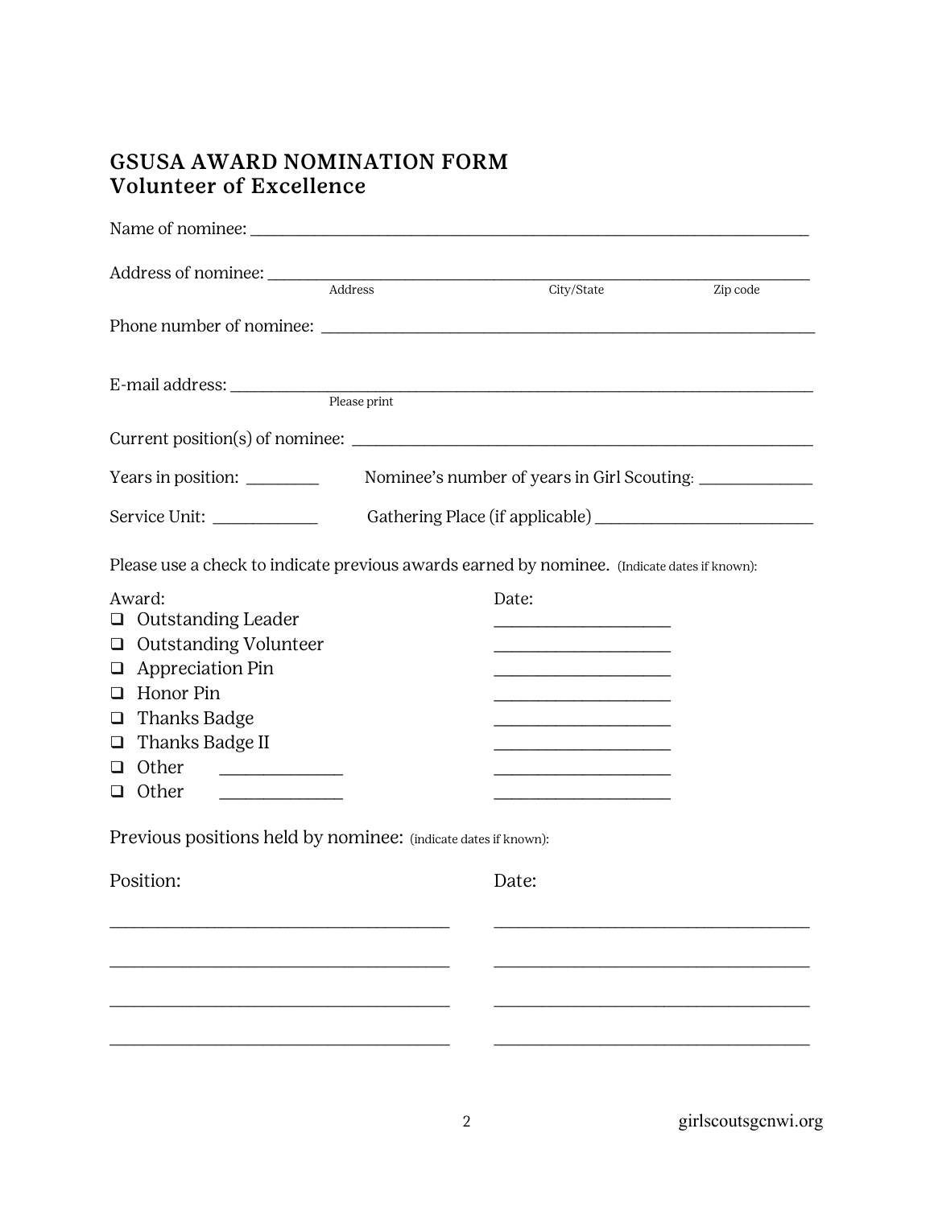## GSUSA AWARD NOMINATION FORM
## Volunteer of Excellence

Name of nominee: ______________________________________________

Address of nominee: ______________________________________________
Address City/State Zip code

Phone number of nominee: ______________________________________________

E-mail address: ______________________________________________
Please print

Current position(s) of nominee: ______________________________________________

Years in position: _________ Nominee's number of years in Girl Scouting: ______________

Service Unit: _____________ Gathering Place (if applicable) ___________________________

Please use a check to indicate previous awards earned by nominee. (Indicate dates if known):

| Award: | Date: |
|---|---|
| ☐ Outstanding Leader | ____________________ |
| ☐ Outstanding Volunteer | ____________________ |
| ☐ Appreciation Pin | ____________________ |
| ☐ Honor Pin | ____________________ |
| ☐ Thanks Badge | ____________________ |
| ☐ Thanks Badge II | ____________________ |
| ☐ Other ______________ | ____________________ |
| ☐ Other ______________ | ____________________ |

Previous positions held by nominee: (indicate dates if known):

| Position: | Date: |
|---|---|
| ______________________________________ | ______________________________________ |
| ______________________________________ | ______________________________________ |
| ______________________________________ | ______________________________________ |
| ______________________________________ | ______________________________________ |

girlscoutsgcnwi.org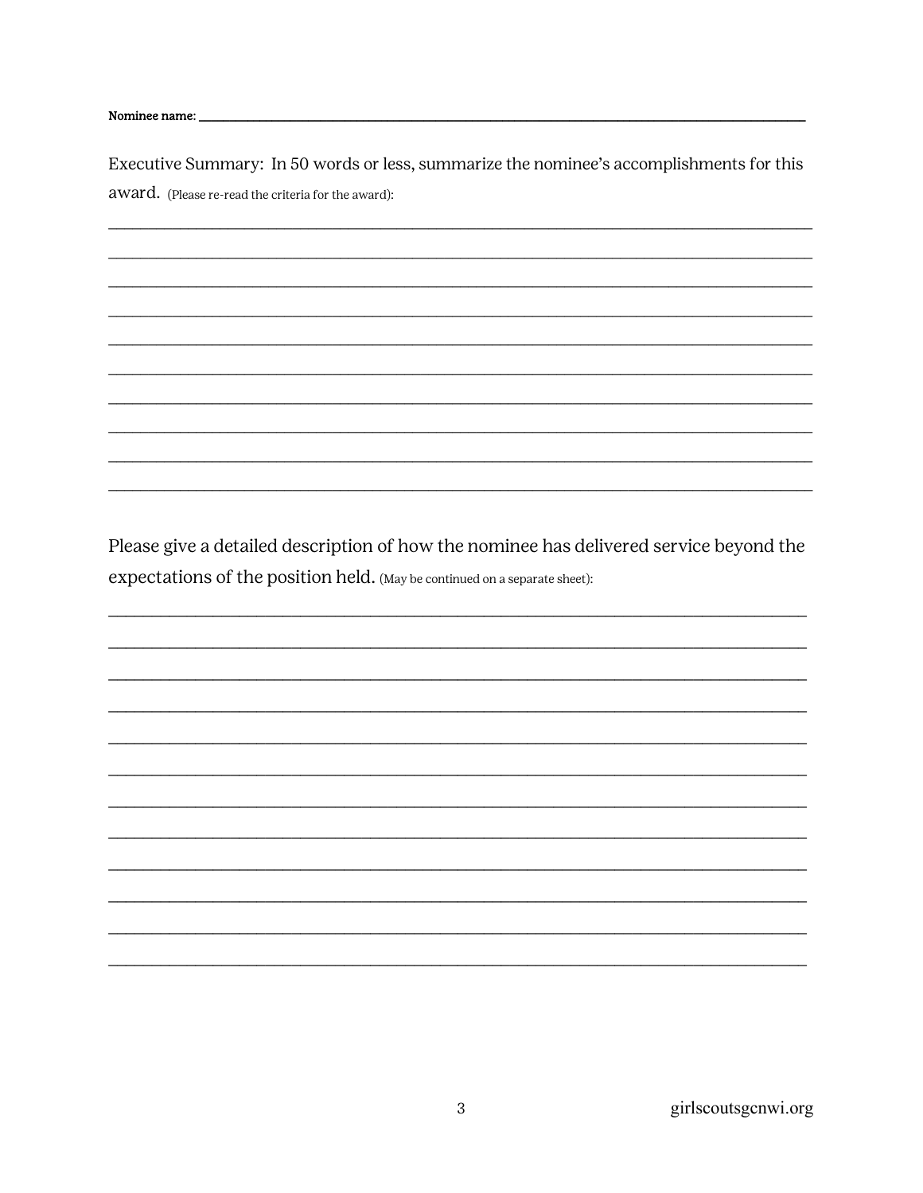**Nominee name:** ______________________________________________

Executive Summary: In 50 words or less, summarize the nominee's accomplishments for this award. (Please re-read the criteria for the award):

______________________________________________

______________________________________________

______________________________________________

______________________________________________

______________________________________________

______________________________________________

______________________________________________

______________________________________________

______________________________________________

______________________________________________

Please give a detailed description of how the nominee has delivered service beyond the expectations of the position held. (May be continued on a separate sheet):

______________________________________________

______________________________________________

______________________________________________

______________________________________________

______________________________________________

______________________________________________

______________________________________________

______________________________________________

______________________________________________

______________________________________________

______________________________________________

______________________________________________

girlscoutsgcnwi.org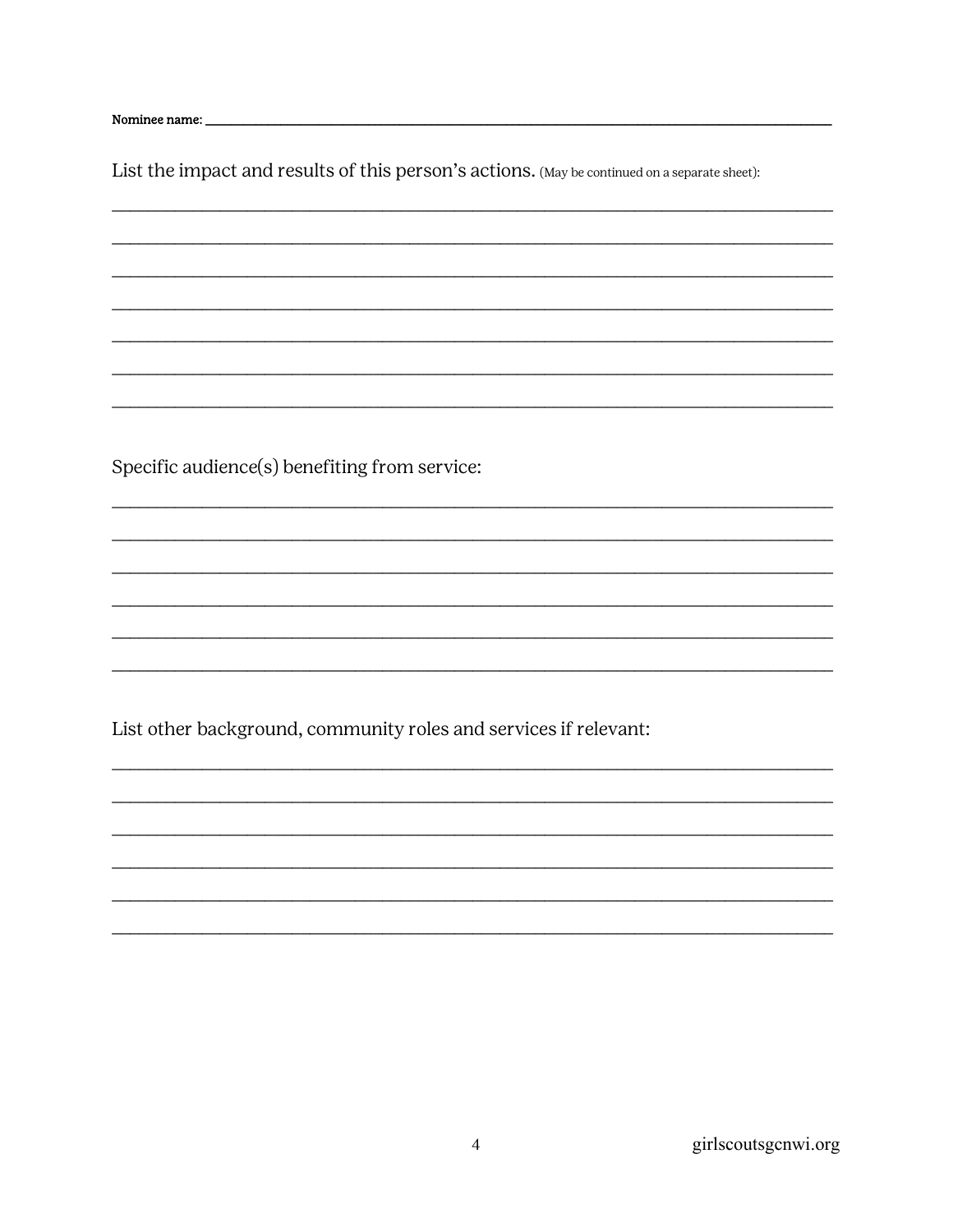**Nominee name:** ______________________________________________________________________

List the impact and results of this person's actions. (May be continued on a separate sheet):

______________________________________________________________________

______________________________________________________________________

______________________________________________________________________

______________________________________________________________________

______________________________________________________________________

______________________________________________________________________

______________________________________________________________________

Specific audience(s) benefiting from service:

______________________________________________________________________

______________________________________________________________________

______________________________________________________________________

______________________________________________________________________

______________________________________________________________________

______________________________________________________________________

List other background, community roles and services if relevant:

______________________________________________________________________

______________________________________________________________________

______________________________________________________________________

______________________________________________________________________

______________________________________________________________________

______________________________________________________________________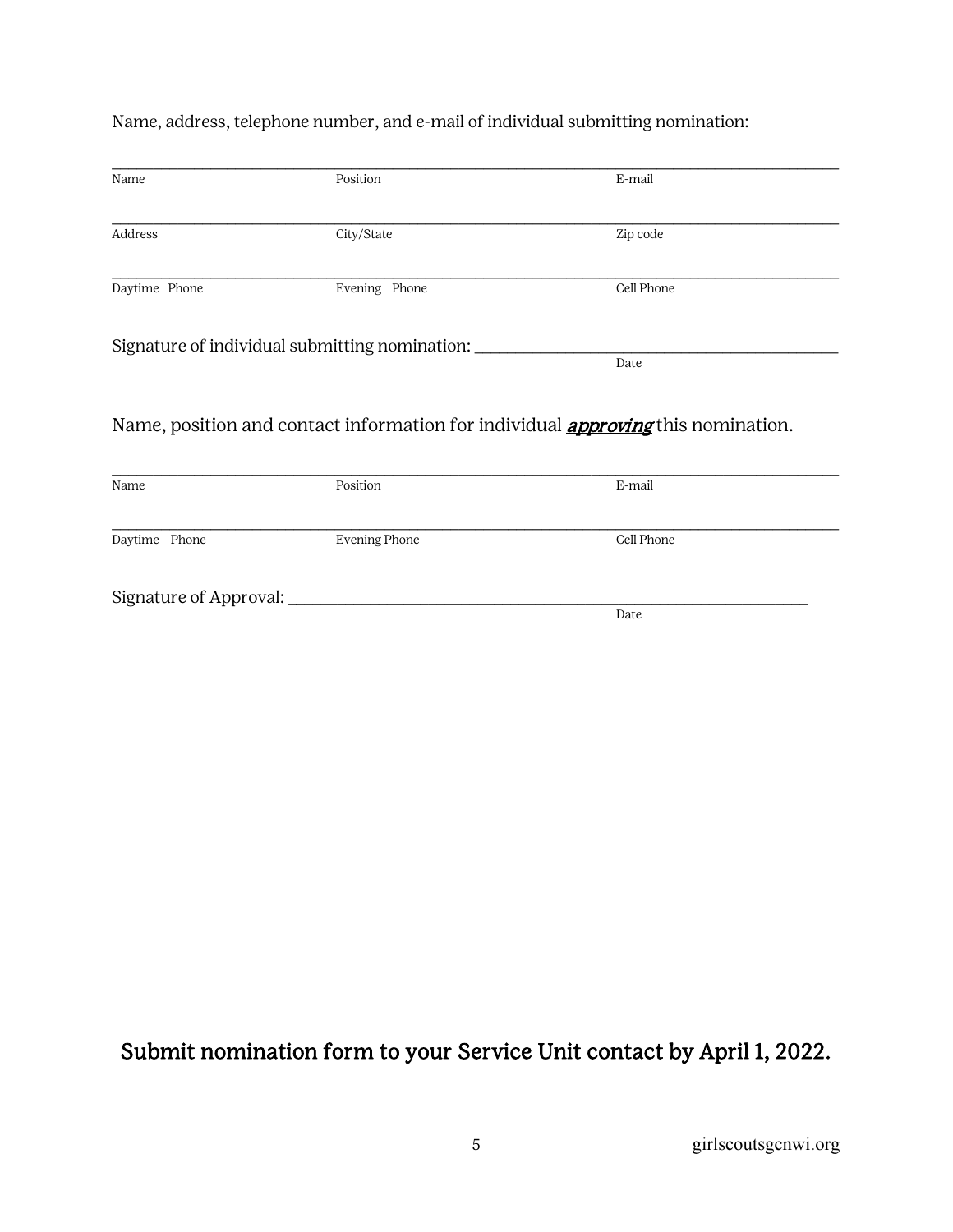Name, address, telephone number, and e-mail of individual submitting nomination:

| | | |
|---|---|---|
| Name | Position | E-mail |
| Address | City/State | Zip code |
| Daytime Phone | Evening Phone | Cell Phone |

Signature of individual submitting nomination: ______________________________

Date

Name, position and contact information for individual ***approving*** this nomination.

| | | |
|---|---|---|
| Name | Position | E-mail |
| Daytime Phone | Evening Phone | Cell Phone |

Signature of Approval: ______________________________

Date

**Submit nomination form to your Service Unit contact by April 1, 2022.**

girlscoutsgcnwi.org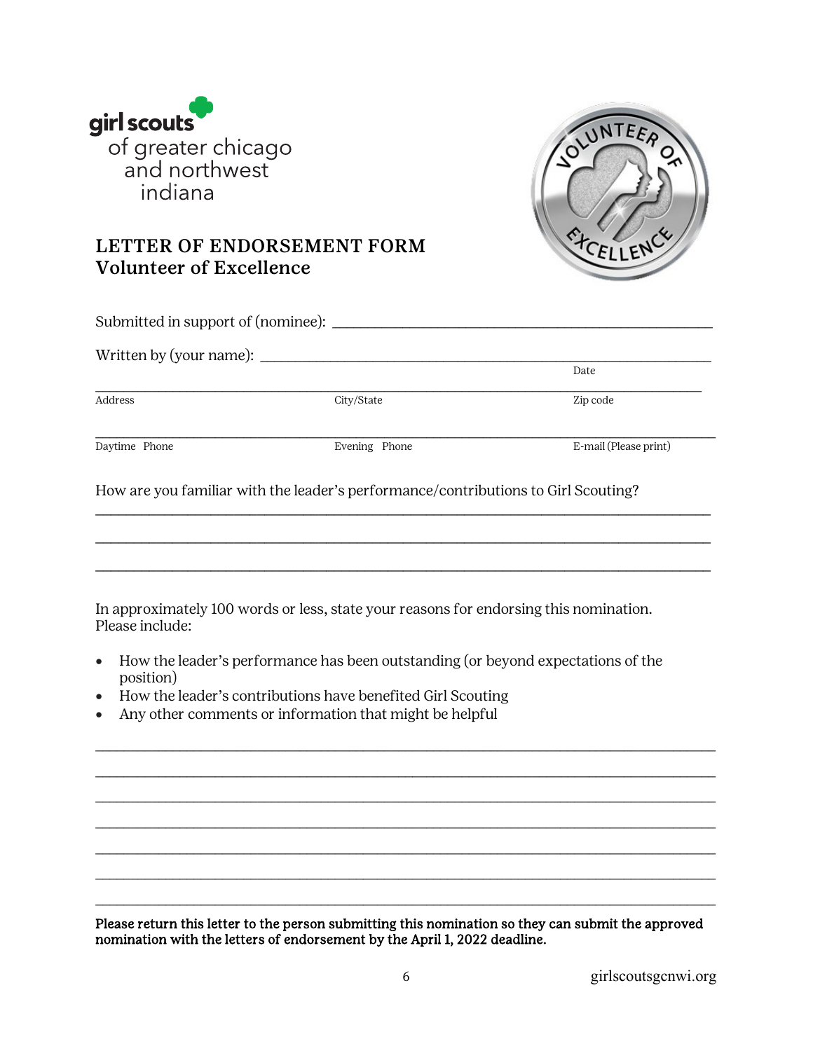girl scouts of greater chicago and northwest indiana

## LETTER OF ENDORSEMENT FORM
## Volunteer of Excellence

Submitted in support of (nominee): ___________________________________________

Written by (your name): ___________________________________________

Date

___________________________________________

Address City/State Zip code

___________________________________________

Daytime Phone Evening Phone E-mail (Please print)

How are you familiar with the leader's performance/contributions to Girl Scouting?

___________________________________________

___________________________________________

___________________________________________

In approximately 100 words or less, state your reasons for endorsing this nomination. Please include:

- How the leader's performance has been outstanding (or beyond expectations of the position)
- How the leader's contributions have benefited Girl Scouting
- Any other comments or information that might be helpful

___________________________________________

___________________________________________

___________________________________________

___________________________________________

___________________________________________

___________________________________________

___________________________________________

**Please return this letter to the person submitting this nomination so they can submit the approved nomination with the letters of endorsement by the April 1, 2022 deadline.**

girlscoutsgcnwi.org